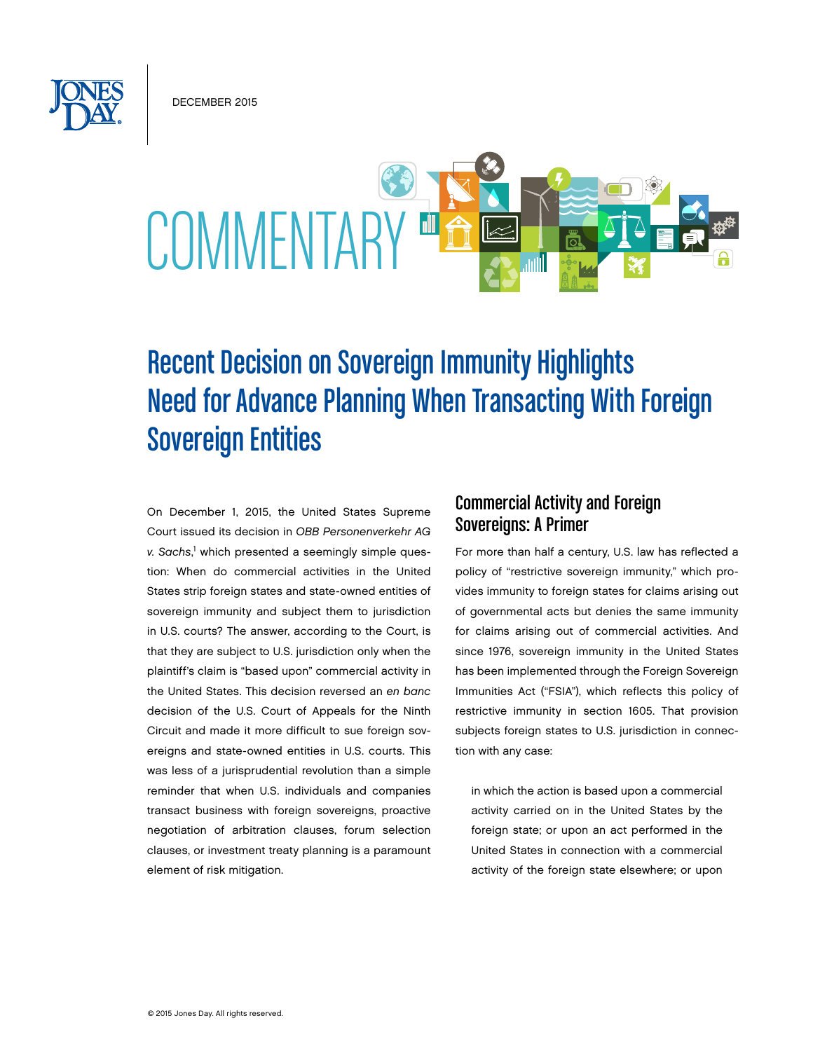DECEMBER 2015

COMMENTARY

# Recent Decision on Sovereign Immunity Highlights Need for Advance Planning When Transacting With Foreign Sovereign Entities

On December 1, 2015, the United States Supreme Court issued its decision in *OBB Personenverkehr AG v. Sachs*,[1] which presented a seemingly simple question: When do commercial activities in the United States strip foreign states and state-owned entities of sovereign immunity and subject them to jurisdiction in U.S. courts? The answer, according to the Court, is that they are subject to U.S. jurisdiction only when the plaintiff's claim is "based upon" commercial activity in the United States. This decision reversed an *en banc* decision of the U.S. Court of Appeals for the Ninth Circuit and made it more difficult to sue foreign sovereigns and state-owned entities in U.S. courts. This was less of a jurisprudential revolution than a simple reminder that when U.S. individuals and companies transact business with foreign sovereigns, proactive negotiation of arbitration clauses, forum selection clauses, or investment treaty planning is a paramount element of risk mitigation.

## Commercial Activity and Foreign Sovereigns: A Primer

For more than half a century, U.S. law has reflected a policy of "restrictive sovereign immunity," which provides immunity to foreign states for claims arising out of governmental acts but denies the same immunity for claims arising out of commercial activities. And since 1976, sovereign immunity in the United States has been implemented through the Foreign Sovereign Immunities Act ("FSIA"), which reflects this policy of restrictive immunity in section 1605. That provision subjects foreign states to U.S. jurisdiction in connection with any case:

> in which the action is based upon a commercial activity carried on in the United States by the foreign state; or upon an act performed in the United States in connection with a commercial activity of the foreign state elsewhere; or upon

© 2015 Jones Day. All rights reserved.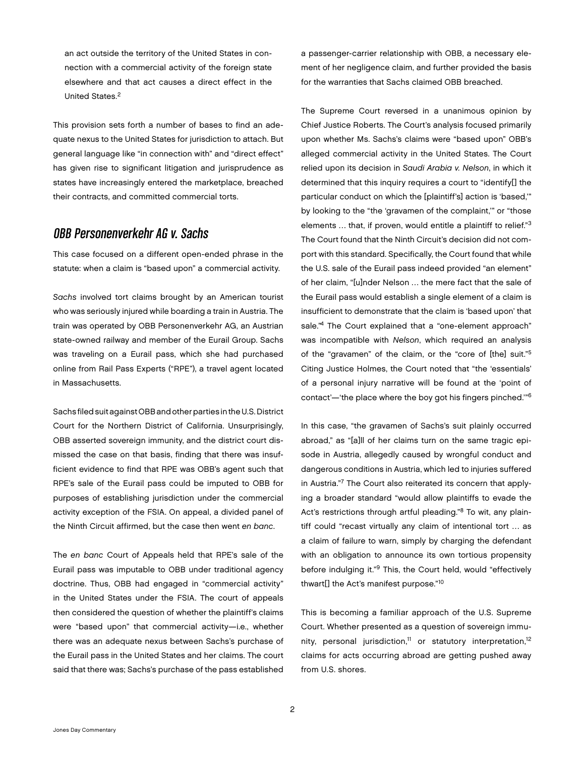> an act outside the territory of the United States in connection with a commercial activity of the foreign state elsewhere and that act causes a direct effect in the United States.[2]

This provision sets forth a number of bases to find an adequate nexus to the United States for jurisdiction to attach. But general language like "in connection with" and "direct effect" has given rise to significant litigation and jurisprudence as states have increasingly entered the marketplace, breached their contracts, and committed commercial torts.

## *OBB Personenverkehr AG v. Sachs*

This case focused on a different open-ended phrase in the statute: when a claim is "based upon" a commercial activity.

*Sachs* involved tort claims brought by an American tourist who was seriously injured while boarding a train in Austria. The train was operated by OBB Personenverkehr AG, an Austrian state-owned railway and member of the Eurail Group. Sachs was traveling on a Eurail pass, which she had purchased online from Rail Pass Experts ("RPE"), a travel agent located in Massachusetts.

Sachs filed suit against OBB and other parties in the U.S. District Court for the Northern District of California. Unsurprisingly, OBB asserted sovereign immunity, and the district court dismissed the case on that basis, finding that there was insufficient evidence to find that RPE was OBB's agent such that RPE's sale of the Eurail pass could be imputed to OBB for purposes of establishing jurisdiction under the commercial activity exception of the FSIA. On appeal, a divided panel of the Ninth Circuit affirmed, but the case then went *en banc*.

The *en banc* Court of Appeals held that RPE's sale of the Eurail pass was imputable to OBB under traditional agency doctrine. Thus, OBB had engaged in "commercial activity" in the United States under the FSIA. The court of appeals then considered the question of whether the plaintiff's claims were "based upon" that commercial activity—i.e., whether there was an adequate nexus between Sachs's purchase of the Eurail pass in the United States and her claims. The court said that there was; Sachs's purchase of the pass established a passenger-carrier relationship with OBB, a necessary element of her negligence claim, and further provided the basis for the warranties that Sachs claimed OBB breached.

The Supreme Court reversed in a unanimous opinion by Chief Justice Roberts. The Court's analysis focused primarily upon whether Ms. Sachs's claims were "based upon" OBB's alleged commercial activity in the United States. The Court relied upon its decision in *Saudi Arabia v. Nelson*, in which it determined that this inquiry requires a court to "identify[] the particular conduct on which the [plaintiff's] action is 'based,'" by looking to the "the 'gravamen of the complaint,'" or "those elements … that, if proven, would entitle a plaintiff to relief."[3] The Court found that the Ninth Circuit's decision did not comport with this standard. Specifically, the Court found that while the U.S. sale of the Eurail pass indeed provided "an element" of her claim, "[u]nder Nelson … the mere fact that the sale of the Eurail pass would establish a single element of a claim is insufficient to demonstrate that the claim is 'based upon' that sale."[4] The Court explained that a "one-element approach" was incompatible with *Nelson*, which required an analysis of the "gravamen" of the claim, or the "core of [the] suit."[5] Citing Justice Holmes, the Court noted that "the 'essentials' of a personal injury narrative will be found at the 'point of contact'—'the place where the boy got his fingers pinched.'"[6]

In this case, "the gravamen of Sachs's suit plainly occurred abroad," as "[a]ll of her claims turn on the same tragic episode in Austria, allegedly caused by wrongful conduct and dangerous conditions in Austria, which led to injuries suffered in Austria."[7] The Court also reiterated its concern that applying a broader standard "would allow plaintiffs to evade the Act's restrictions through artful pleading."[8] To wit, any plaintiff could "recast virtually any claim of intentional tort … as a claim of failure to warn, simply by charging the defendant with an obligation to announce its own tortious propensity before indulging it."[9] This, the Court held, would "effectively thwart[] the Act's manifest purpose."[10]

This is becoming a familiar approach of the U.S. Supreme Court. Whether presented as a question of sovereign immunity, personal jurisdiction,[11] or statutory interpretation,[12] claims for acts occurring abroad are getting pushed away from U.S. shores.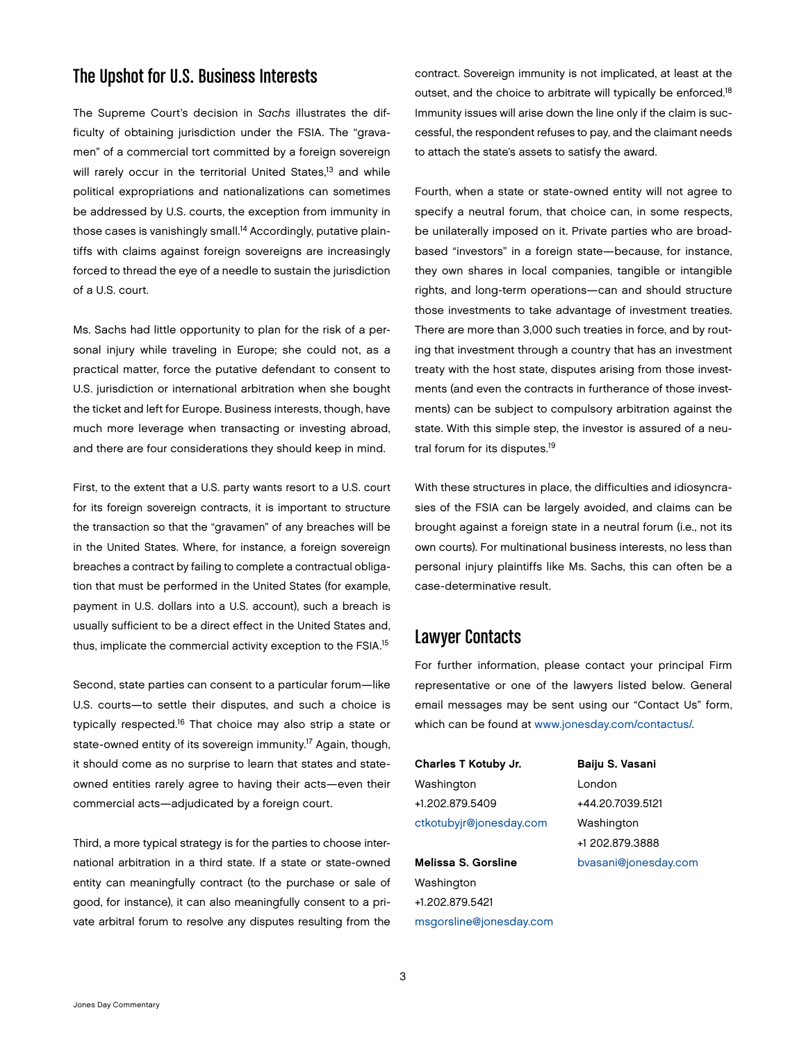## The Upshot for U.S. Business Interests

The Supreme Court's decision in *Sachs* illustrates the difficulty of obtaining jurisdiction under the FSIA. The "gravamen" of a commercial tort committed by a foreign sovereign will rarely occur in the territorial United States,[13] and while political expropriations and nationalizations can sometimes be addressed by U.S. courts, the exception from immunity in those cases is vanishingly small.[14] Accordingly, putative plaintiffs with claims against foreign sovereigns are increasingly forced to thread the eye of a needle to sustain the jurisdiction of a U.S. court.

Ms. Sachs had little opportunity to plan for the risk of a personal injury while traveling in Europe; she could not, as a practical matter, force the putative defendant to consent to U.S. jurisdiction or international arbitration when she bought the ticket and left for Europe. Business interests, though, have much more leverage when transacting or investing abroad, and there are four considerations they should keep in mind.

First, to the extent that a U.S. party wants resort to a U.S. court for its foreign sovereign contracts, it is important to structure the transaction so that the "gravamen" of any breaches will be in the United States. Where, for instance, a foreign sovereign breaches a contract by failing to complete a contractual obligation that must be performed in the United States (for example, payment in U.S. dollars into a U.S. account), such a breach is usually sufficient to be a direct effect in the United States and, thus, implicate the commercial activity exception to the FSIA.[15]

Second, state parties can consent to a particular forum—like U.S. courts—to settle their disputes, and such a choice is typically respected.[16] That choice may also strip a state or state-owned entity of its sovereign immunity.[17] Again, though, it should come as no surprise to learn that states and state-owned entities rarely agree to having their acts—even their commercial acts—adjudicated by a foreign court.

Third, a more typical strategy is for the parties to choose international arbitration in a third state. If a state or state-owned entity can meaningfully contract (to the purchase or sale of good, for instance), it can also meaningfully consent to a private arbitral forum to resolve any disputes resulting from the contract. Sovereign immunity is not implicated, at least at the outset, and the choice to arbitrate will typically be enforced.[18] Immunity issues will arise down the line only if the claim is successful, the respondent refuses to pay, and the claimant needs to attach the state's assets to satisfy the award.

Fourth, when a state or state-owned entity will not agree to specify a neutral forum, that choice can, in some respects, be unilaterally imposed on it. Private parties who are broad-based "investors" in a foreign state—because, for instance, they own shares in local companies, tangible or intangible rights, and long-term operations—can and should structure those investments to take advantage of investment treaties. There are more than 3,000 such treaties in force, and by routing that investment through a country that has an investment treaty with the host state, disputes arising from those investments (and even the contracts in furtherance of those investments) can be subject to compulsory arbitration against the state. With this simple step, the investor is assured of a neutral forum for its disputes.[19]

With these structures in place, the difficulties and idiosyncrasies of the FSIA can be largely avoided, and claims can be brought against a foreign state in a neutral forum (i.e., not its own courts). For multinational business interests, no less than personal injury plaintiffs like Ms. Sachs, this can often be a case-determinative result.

## Lawyer Contacts

For further information, please contact your principal Firm representative or one of the lawyers listed below. General email messages may be sent using our "Contact Us" form, which can be found at www.jonesday.com/contactus/.

**Charles T Kotuby Jr.**
Washington
+1.202.879.5409
ctkotubyjr@jonesday.com

**Melissa S. Gorsline**
Washington
+1.202.879.5421
msgorsline@jonesday.com

**Baiju S. Vasani**
London
+44.20.7039.5121
Washington
+1 202.879.3888
bvasani@jonesday.com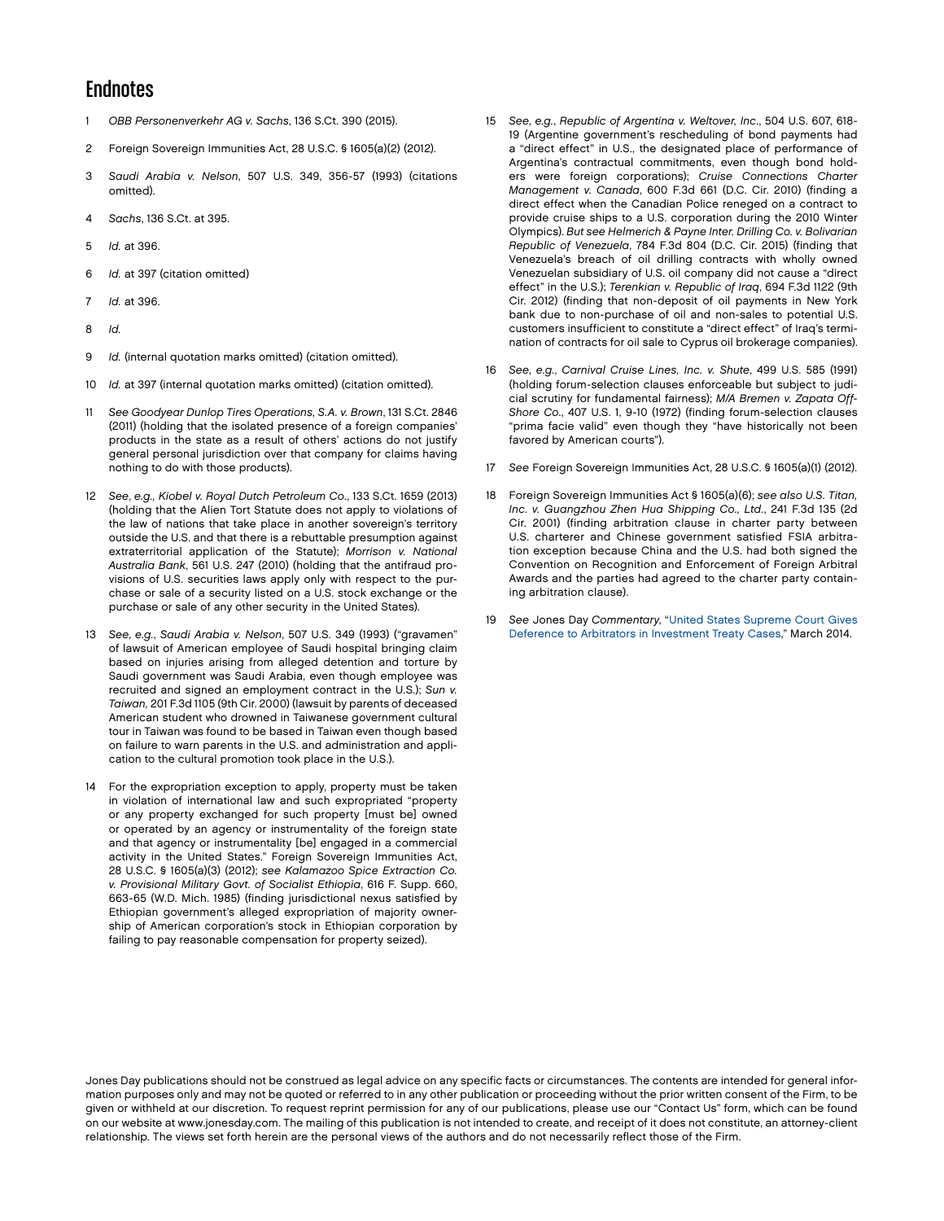## Endnotes

1. *OBB Personenverkehr AG v. Sachs*, 136 S.Ct. 390 (2015).
2. Foreign Sovereign Immunities Act, 28 U.S.C. § 1605(a)(2) (2012).
3. *Saudi Arabia v. Nelson*, 507 U.S. 349, 356-57 (1993) (citations omitted).
4. *Sachs*, 136 S.Ct. at 395.
5. *Id.* at 396.
6. *Id.* at 397 (citation omitted)
7. *Id.* at 396.
8. *Id.*
9. *Id.* (internal quotation marks omitted) (citation omitted).
10. *Id.* at 397 (internal quotation marks omitted) (citation omitted).
11. *See Goodyear Dunlop Tires Operations, S.A. v. Brown*, 131 S.Ct. 2846 (2011) (holding that the isolated presence of a foreign companies' products in the state as a result of others' actions do not justify general personal jurisdiction over that company for claims having nothing to do with those products).
12. *See*, *e.g.*, *Kiobel v. Royal Dutch Petroleum Co*., 133 S.Ct. 1659 (2013) (holding that the Alien Tort Statute does not apply to violations of the law of nations that take place in another sovereign's territory outside the U.S. and that there is a rebuttable presumption against extraterritorial application of the Statute); *Morrison v. National Australia Bank*, 561 U.S. 247 (2010) (holding that the antifraud provisions of U.S. securities laws apply only with respect to the purchase or sale of a security listed on a U.S. stock exchange or the purchase or sale of any other security in the United States).
13. *See*, *e.g.*, *Saudi Arabia v. Nelson*, 507 U.S. 349 (1993) ("gravamen" of lawsuit of American employee of Saudi hospital bringing claim based on injuries arising from alleged detention and torture by Saudi government was Saudi Arabia, even though employee was recruited and signed an employment contract in the U.S.); *Sun v. Taiwan*, 201 F.3d 1105 (9th Cir. 2000) (lawsuit by parents of deceased American student who drowned in Taiwanese government cultural tour in Taiwan was found to be based in Taiwan even though based on failure to warn parents in the U.S. and administration and application to the cultural promotion took place in the U.S.).
14. For the expropriation exception to apply, property must be taken in violation of international law and such expropriated "property or any property exchanged for such property [must be] owned or operated by an agency or instrumentality of the foreign state and that agency or instrumentality [be] engaged in a commercial activity in the United States." Foreign Sovereign Immunities Act, 28 U.S.C. § 1605(a)(3) (2012); *see Kalamazoo Spice Extraction Co. v. Provisional Military Govt. of Socialist Ethiopia*, 616 F. Supp. 660, 663-65 (W.D. Mich. 1985) (finding jurisdictional nexus satisfied by Ethiopian government's alleged expropriation of majority ownership of American corporation's stock in Ethiopian corporation by failing to pay reasonable compensation for property seized).
15. *See*, *e.g.*, *Republic of Argentina v. Weltover, Inc*., 504 U.S. 607, 618-19 (Argentine government's rescheduling of bond payments had a "direct effect" in U.S., the designated place of performance of Argentina's contractual commitments, even though bond holders were foreign corporations); *Cruise Connections Charter Management v. Canada*, 600 F.3d 661 (D.C. Cir. 2010) (finding a direct effect when the Canadian Police reneged on a contract to provide cruise ships to a U.S. corporation during the 2010 Winter Olympics). *But see Helmerich & Payne Inter. Drilling Co. v. Bolivarian Republic of Venezuela*, 784 F.3d 804 (D.C. Cir. 2015) (finding that Venezuela's breach of oil drilling contracts with wholly owned Venezuelan subsidiary of U.S. oil company did not cause a "direct effect" in the U.S.); *Terenkian v. Republic of Iraq*, 694 F.3d 1122 (9th Cir. 2012) (finding that non-deposit of oil payments in New York bank due to non-purchase of oil and non-sales to potential U.S. customers insufficient to constitute a "direct effect" of Iraq's termination of contracts for oil sale to Cyprus oil brokerage companies).
16. *See*, *e.g.*, *Carnival Cruise Lines, Inc. v. Shute*, 499 U.S. 585 (1991) (holding forum-selection clauses enforceable but subject to judicial scrutiny for fundamental fairness); *M/A Bremen v. Zapata Off-Shore Co*., 407 U.S. 1, 9-10 (1972) (finding forum-selection clauses "prima facie valid" even though they "have historically not been favored by American courts").
17. *See* Foreign Sovereign Immunities Act, 28 U.S.C. § 1605(a)(1) (2012).
18. Foreign Sovereign Immunities Act § 1605(a)(6); *see also U.S. Titan, Inc. v. Guangzhou Zhen Hua Shipping Co., Ltd*., 241 F.3d 135 (2d Cir. 2001) (finding arbitration clause in charter party between U.S. charterer and Chinese government satisfied FSIA arbitration exception because China and the U.S. had both signed the Convention on Recognition and Enforcement of Foreign Arbitral Awards and the parties had agreed to the charter party containing arbitration clause).
19. *See* Jones Day *Commentary*, "United States Supreme Court Gives Deference to Arbitrators in Investment Treaty Cases," March 2014.

Jones Day publications should not be construed as legal advice on any specific facts or circumstances. The contents are intended for general information purposes only and may not be quoted or referred to in any other publication or proceeding without the prior written consent of the Firm, to be given or withheld at our discretion. To request reprint permission for any of our publications, please use our "Contact Us" form, which can be found on our website at www.jonesday.com. The mailing of this publication is not intended to create, and receipt of it does not constitute, an attorney-client relationship. The views set forth herein are the personal views of the authors and do not necessarily reflect those of the Firm.